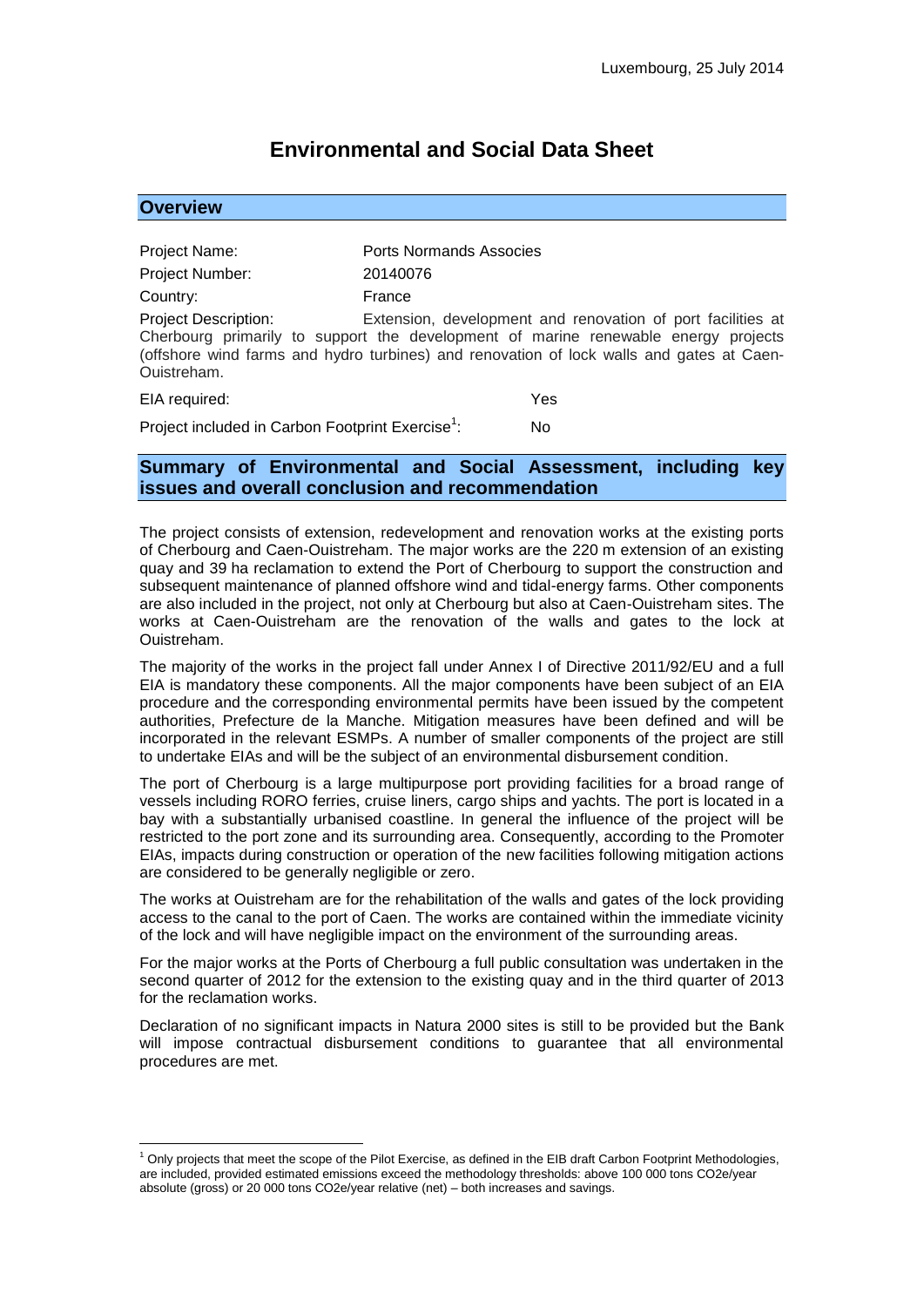Luxembourg, 25 July 2014

# Environmental and Social Data Sheet

## Overview

Project Name: Ports Normands Associes

Project Number: 20140076

Country: France

Project Description: Extension, development and renovation of port facilities at Cherbourg primarily to support the development of marine renewable energy projects (offshore wind farms and hydro turbines) and renovation of lock walls and gates at Caen-Ouistreham.

EIA required: Yes

Project included in Carbon Footprint Exercise[1]: No

## Summary of Environmental and Social Assessment, including key issues and overall conclusion and recommendation

The project consists of extension, redevelopment and renovation works at the existing ports of Cherbourg and Caen-Ouistreham. The major works are the 220 m extension of an existing quay and 39 ha reclamation to extend the Port of Cherbourg to support the construction and subsequent maintenance of planned offshore wind and tidal-energy farms. Other components are also included in the project, not only at Cherbourg but also at Caen-Ouistreham sites. The works at Caen-Ouistreham are the renovation of the walls and gates to the lock at Ouistreham.

The majority of the works in the project fall under Annex I of Directive 2011/92/EU and a full EIA is mandatory these components. All the major components have been subject of an EIA procedure and the corresponding environmental permits have been issued by the competent authorities, Prefecture de la Manche. Mitigation measures have been defined and will be incorporated in the relevant ESMPs. A number of smaller components of the project are still to undertake EIAs and will be the subject of an environmental disbursement condition.

The port of Cherbourg is a large multipurpose port providing facilities for a broad range of vessels including RORO ferries, cruise liners, cargo ships and yachts. The port is located in a bay with a substantially urbanised coastline. In general the influence of the project will be restricted to the port zone and its surrounding area. Consequently, according to the Promoter EIAs, impacts during construction or operation of the new facilities following mitigation actions are considered to be generally negligible or zero.

The works at Ouistreham are for the rehabilitation of the walls and gates of the lock providing access to the canal to the port of Caen. The works are contained within the immediate vicinity of the lock and will have negligible impact on the environment of the surrounding areas.

For the major works at the Ports of Cherbourg a full public consultation was undertaken in the second quarter of 2012 for the extension to the existing quay and in the third quarter of 2013 for the reclamation works.

Declaration of no significant impacts in Natura 2000 sites is still to be provided but the Bank will impose contractual disbursement conditions to guarantee that all environmental procedures are met.

---

[1] Only projects that meet the scope of the Pilot Exercise, as defined in the EIB draft Carbon Footprint Methodologies, are included, provided estimated emissions exceed the methodology thresholds: above 100 000 tons CO2e/year absolute (gross) or 20 000 tons CO2e/year relative (net) – both increases and savings.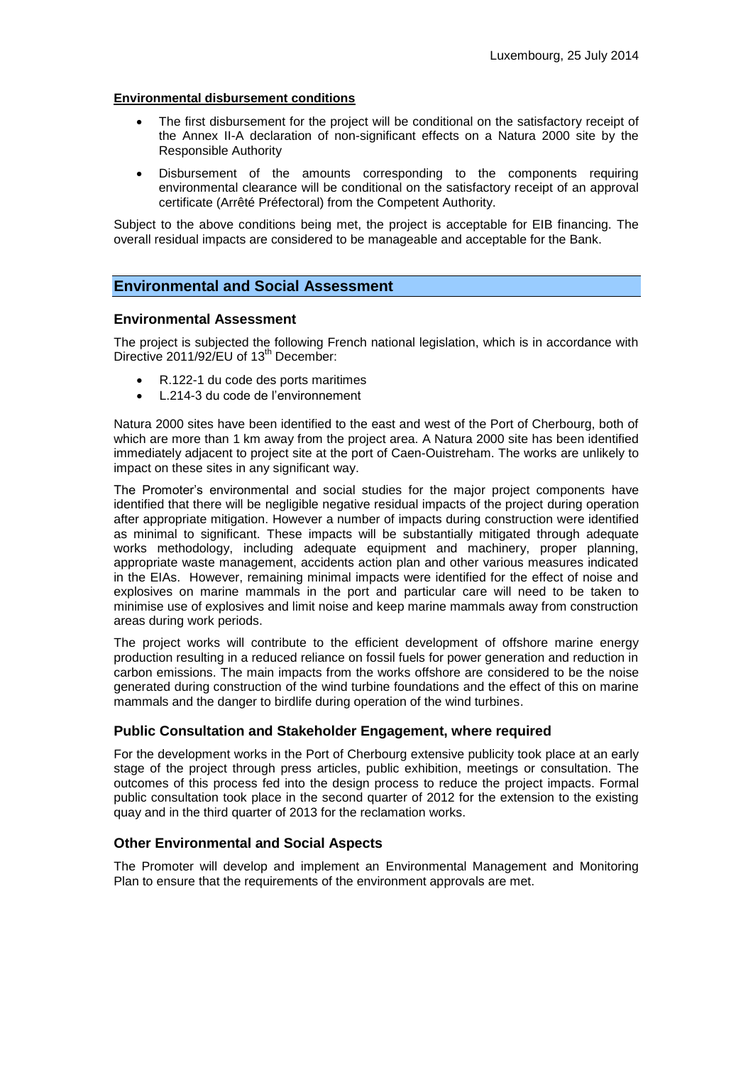Luxembourg, 25 July 2014

**Environmental disbursement conditions**

- The first disbursement for the project will be conditional on the satisfactory receipt of the Annex II-A declaration of non-significant effects on a Natura 2000 site by the Responsible Authority
- Disbursement of the amounts corresponding to the components requiring environmental clearance will be conditional on the satisfactory receipt of an approval certificate (Arrêté Préfectoral) from the Competent Authority.

Subject to the above conditions being met, the project is acceptable for EIB financing. The overall residual impacts are considered to be manageable and acceptable for the Bank.

## Environmental and Social Assessment

### Environmental Assessment

The project is subjected the following French national legislation, which is in accordance with Directive 2011/92/EU of 13th December:

- R.122-1 du code des ports maritimes
- L.214-3 du code de l'environnement

Natura 2000 sites have been identified to the east and west of the Port of Cherbourg, both of which are more than 1 km away from the project area. A Natura 2000 site has been identified immediately adjacent to project site at the port of Caen-Ouistreham. The works are unlikely to impact on these sites in any significant way.

The Promoter's environmental and social studies for the major project components have identified that there will be negligible negative residual impacts of the project during operation after appropriate mitigation. However a number of impacts during construction were identified as minimal to significant. These impacts will be substantially mitigated through adequate works methodology, including adequate equipment and machinery, proper planning, appropriate waste management, accidents action plan and other various measures indicated in the EIAs. However, remaining minimal impacts were identified for the effect of noise and explosives on marine mammals in the port and particular care will need to be taken to minimise use of explosives and limit noise and keep marine mammals away from construction areas during work periods.

The project works will contribute to the efficient development of offshore marine energy production resulting in a reduced reliance on fossil fuels for power generation and reduction in carbon emissions. The main impacts from the works offshore are considered to be the noise generated during construction of the wind turbine foundations and the effect of this on marine mammals and the danger to birdlife during operation of the wind turbines.

### Public Consultation and Stakeholder Engagement, where required

For the development works in the Port of Cherbourg extensive publicity took place at an early stage of the project through press articles, public exhibition, meetings or consultation. The outcomes of this process fed into the design process to reduce the project impacts. Formal public consultation took place in the second quarter of 2012 for the extension to the existing quay and in the third quarter of 2013 for the reclamation works.

### Other Environmental and Social Aspects

The Promoter will develop and implement an Environmental Management and Monitoring Plan to ensure that the requirements of the environment approvals are met.